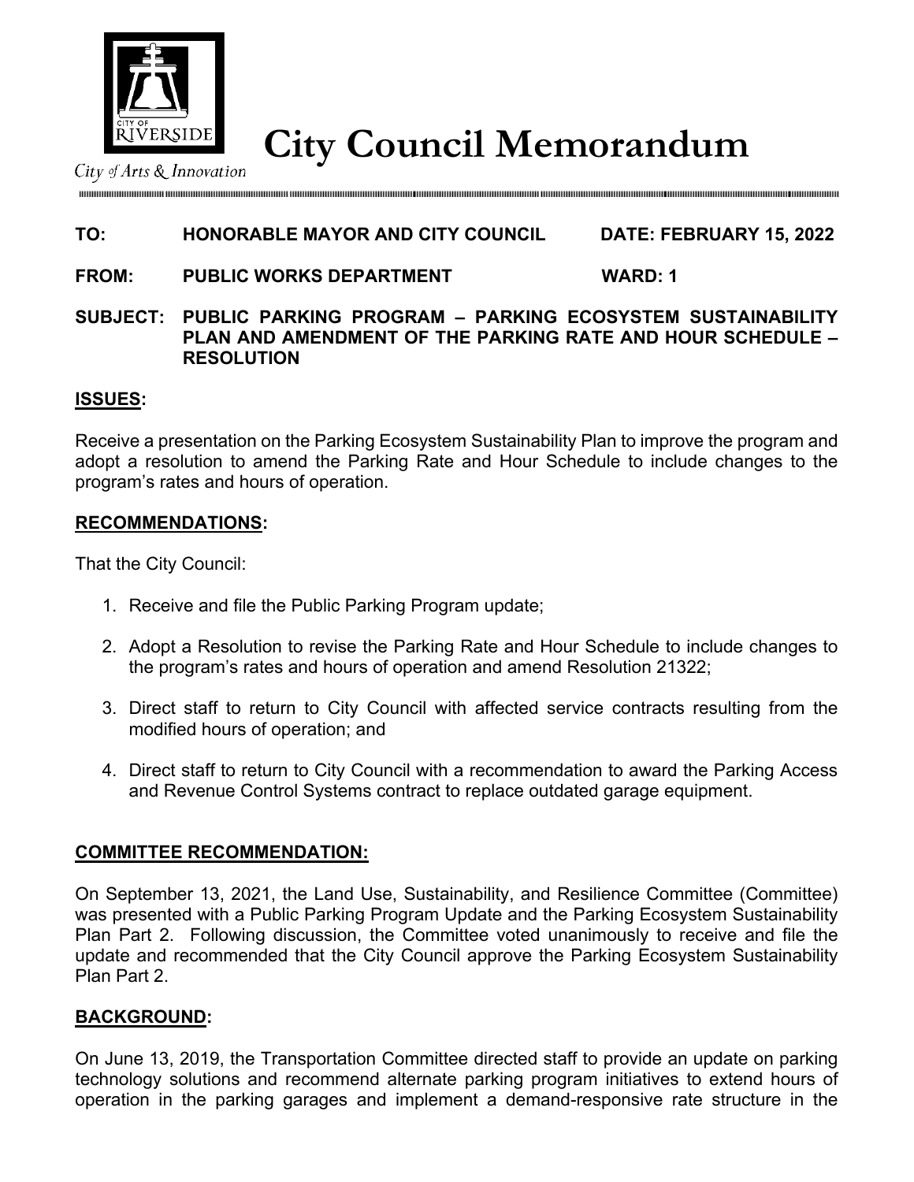# City Council Memorandum

*City of Arts & Innovation*

**TO:** **HONORABLE MAYOR AND CITY COUNCIL** **DATE: FEBRUARY 15, 2022**

**FROM:** **PUBLIC WORKS DEPARTMENT** **WARD: 1**

**SUBJECT:** **PUBLIC PARKING PROGRAM – PARKING ECOSYSTEM SUSTAINABILITY PLAN AND AMENDMENT OF THE PARKING RATE AND HOUR SCHEDULE – RESOLUTION**

## ISSUES:

Receive a presentation on the Parking Ecosystem Sustainability Plan to improve the program and adopt a resolution to amend the Parking Rate and Hour Schedule to include changes to the program's rates and hours of operation.

## RECOMMENDATIONS:

That the City Council:

1. Receive and file the Public Parking Program update;
2. Adopt a Resolution to revise the Parking Rate and Hour Schedule to include changes to the program's rates and hours of operation and amend Resolution 21322;
3. Direct staff to return to City Council with affected service contracts resulting from the modified hours of operation; and
4. Direct staff to return to City Council with a recommendation to award the Parking Access and Revenue Control Systems contract to replace outdated garage equipment.

## COMMITTEE RECOMMENDATION:

On September 13, 2021, the Land Use, Sustainability, and Resilience Committee (Committee) was presented with a Public Parking Program Update and the Parking Ecosystem Sustainability Plan Part 2. Following discussion, the Committee voted unanimously to receive and file the update and recommended that the City Council approve the Parking Ecosystem Sustainability Plan Part 2.

## BACKGROUND:

On June 13, 2019, the Transportation Committee directed staff to provide an update on parking technology solutions and recommend alternate parking program initiatives to extend hours of operation in the parking garages and implement a demand-responsive rate structure in the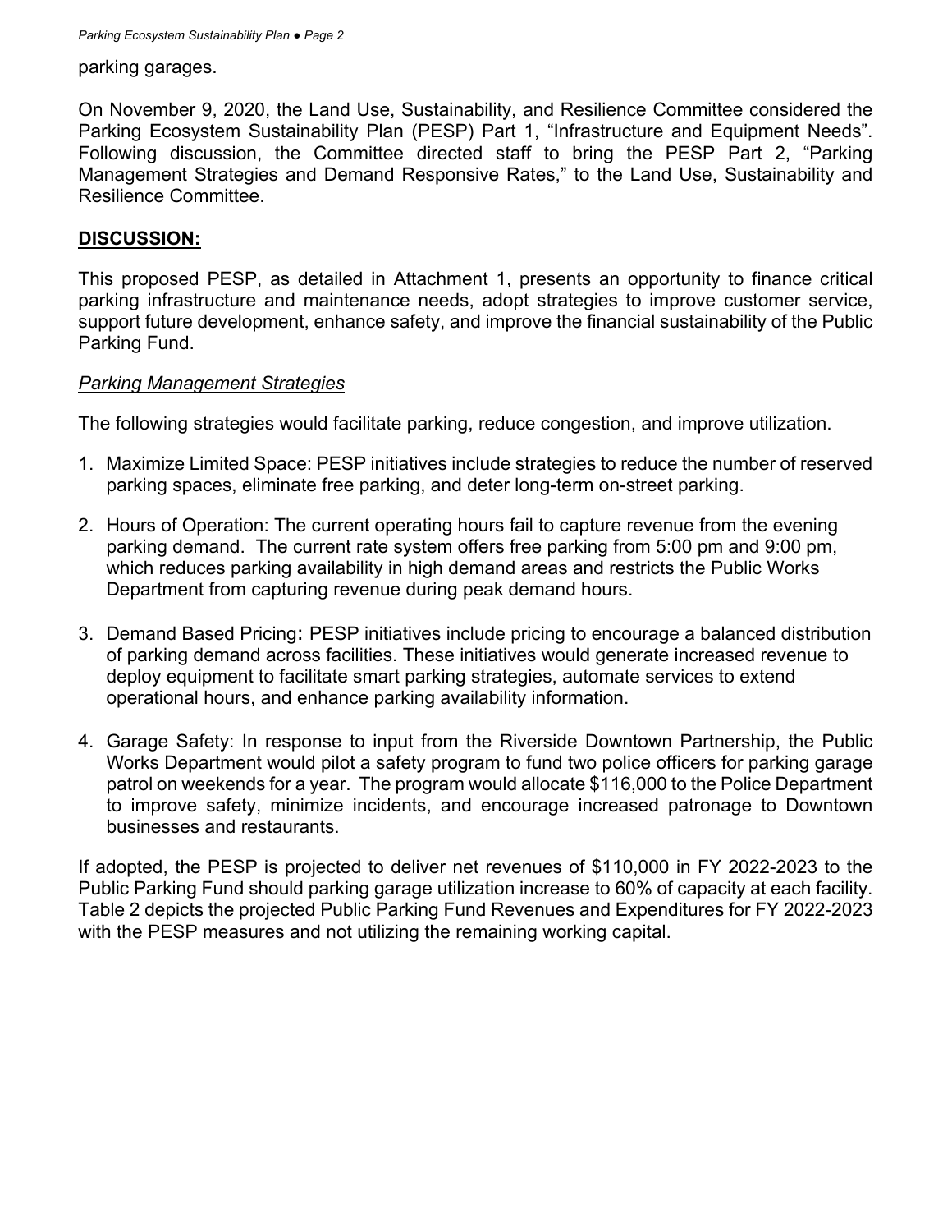parking garages.

On November 9, 2020, the Land Use, Sustainability, and Resilience Committee considered the Parking Ecosystem Sustainability Plan (PESP) Part 1, "Infrastructure and Equipment Needs". Following discussion, the Committee directed staff to bring the PESP Part 2, "Parking Management Strategies and Demand Responsive Rates," to the Land Use, Sustainability and Resilience Committee.

## DISCUSSION:

This proposed PESP, as detailed in Attachment 1, presents an opportunity to finance critical parking infrastructure and maintenance needs, adopt strategies to improve customer service, support future development, enhance safety, and improve the financial sustainability of the Public Parking Fund.

### *Parking Management Strategies*

The following strategies would facilitate parking, reduce congestion, and improve utilization.

1. Maximize Limited Space: PESP initiatives include strategies to reduce the number of reserved parking spaces, eliminate free parking, and deter long-term on-street parking.

2. Hours of Operation: The current operating hours fail to capture revenue from the evening parking demand. The current rate system offers free parking from 5:00 pm and 9:00 pm, which reduces parking availability in high demand areas and restricts the Public Works Department from capturing revenue during peak demand hours.

3. Demand Based Pricing: PESP initiatives include pricing to encourage a balanced distribution of parking demand across facilities. These initiatives would generate increased revenue to deploy equipment to facilitate smart parking strategies, automate services to extend operational hours, and enhance parking availability information.

4. Garage Safety: In response to input from the Riverside Downtown Partnership, the Public Works Department would pilot a safety program to fund two police officers for parking garage patrol on weekends for a year. The program would allocate $116,000 to the Police Department to improve safety, minimize incidents, and encourage increased patronage to Downtown businesses and restaurants.

If adopted, the PESP is projected to deliver net revenues of $110,000 in FY 2022-2023 to the Public Parking Fund should parking garage utilization increase to 60% of capacity at each facility. Table 2 depicts the projected Public Parking Fund Revenues and Expenditures for FY 2022-2023 with the PESP measures and not utilizing the remaining working capital.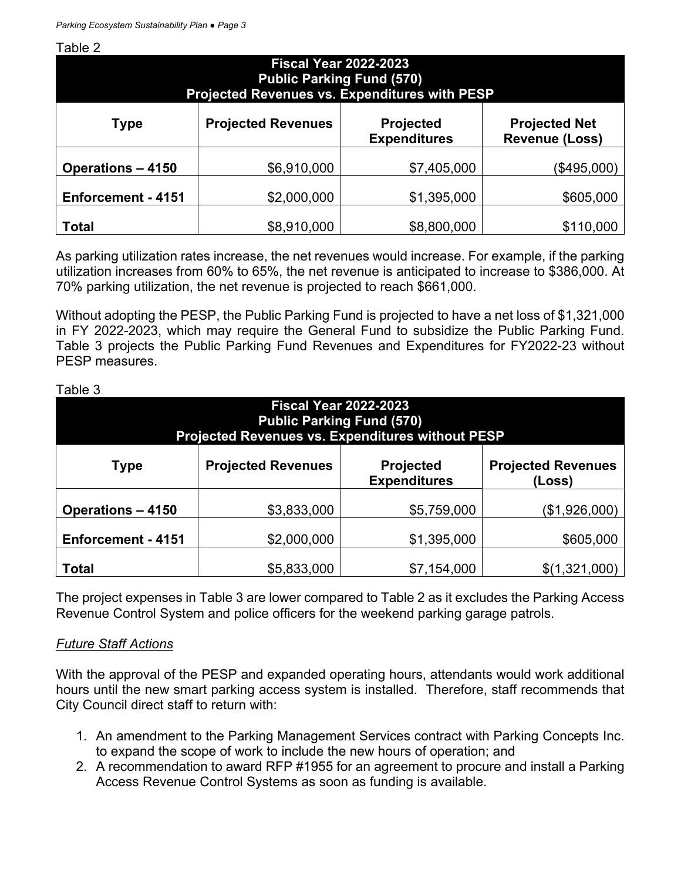Table 2

| Fiscal Year 2022-2023<br>Public Parking Fund (570)<br>Projected Revenues vs. Expenditures with PESP | | | |
|---|---|---|---|
| **Type** | **Projected Revenues** | **Projected Expenditures** | **Projected Net Revenue (Loss)** |
| **Operations – 4150** | $6,910,000 | $7,405,000 | ($495,000) |
| **Enforcement - 4151** | $2,000,000 | $1,395,000 | $605,000 |
| **Total** | $8,910,000 | $8,800,000 | $110,000 |

As parking utilization rates increase, the net revenues would increase. For example, if the parking utilization increases from 60% to 65%, the net revenue is anticipated to increase to $386,000. At 70% parking utilization, the net revenue is projected to reach $661,000.

Without adopting the PESP, the Public Parking Fund is projected to have a net loss of $1,321,000 in FY 2022-2023, which may require the General Fund to subsidize the Public Parking Fund. Table 3 projects the Public Parking Fund Revenues and Expenditures for FY2022-23 without PESP measures.

Table 3

| Fiscal Year 2022-2023<br>Public Parking Fund (570)<br>Projected Revenues vs. Expenditures without PESP | | | |
|---|---|---|---|
| **Type** | **Projected Revenues** | **Projected Expenditures** | **Projected Revenues (Loss)** |
| **Operations – 4150** | $3,833,000 | $5,759,000 | ($1,926,000) |
| **Enforcement - 4151** | $2,000,000 | $1,395,000 | $605,000 |
| **Total** | $5,833,000 | $7,154,000 | $(1,321,000) |

The project expenses in Table 3 are lower compared to Table 2 as it excludes the Parking Access Revenue Control System and police officers for the weekend parking garage patrols.

*Future Staff Actions*

With the approval of the PESP and expanded operating hours, attendants would work additional hours until the new smart parking access system is installed. Therefore, staff recommends that City Council direct staff to return with:

1. An amendment to the Parking Management Services contract with Parking Concepts Inc. to expand the scope of work to include the new hours of operation; and
2. A recommendation to award RFP #1955 for an agreement to procure and install a Parking Access Revenue Control Systems as soon as funding is available.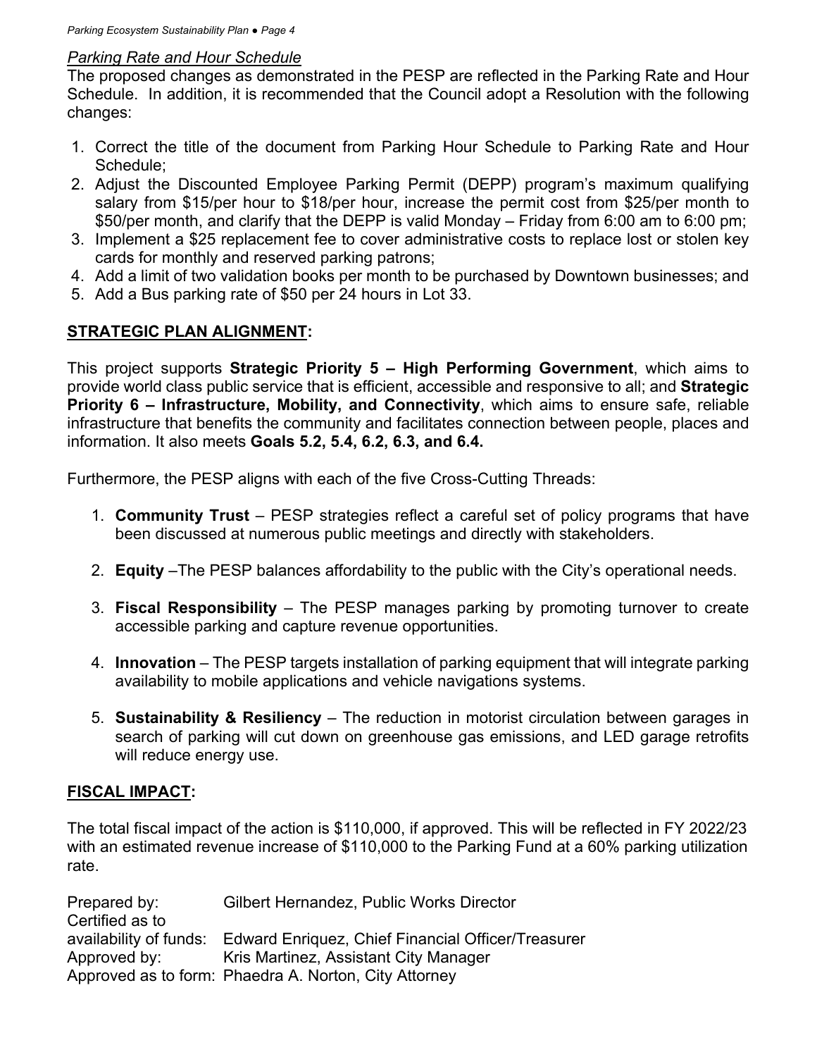*Parking Rate and Hour Schedule*

The proposed changes as demonstrated in the PESP are reflected in the Parking Rate and Hour Schedule. In addition, it is recommended that the Council adopt a Resolution with the following changes:

1. Correct the title of the document from Parking Hour Schedule to Parking Rate and Hour Schedule;
2. Adjust the Discounted Employee Parking Permit (DEPP) program's maximum qualifying salary from $15/per hour to $18/per hour, increase the permit cost from $25/per month to $50/per month, and clarify that the DEPP is valid Monday – Friday from 6:00 am to 6:00 pm;
3. Implement a $25 replacement fee to cover administrative costs to replace lost or stolen key cards for monthly and reserved parking patrons;
4. Add a limit of two validation books per month to be purchased by Downtown businesses; and
5. Add a Bus parking rate of $50 per 24 hours in Lot 33.

## STRATEGIC PLAN ALIGNMENT:

This project supports **Strategic Priority 5 – High Performing Government**, which aims to provide world class public service that is efficient, accessible and responsive to all; and **Strategic Priority 6 – Infrastructure, Mobility, and Connectivity**, which aims to ensure safe, reliable infrastructure that benefits the community and facilitates connection between people, places and information. It also meets **Goals 5.2, 5.4, 6.2, 6.3, and 6.4.**

Furthermore, the PESP aligns with each of the five Cross-Cutting Threads:

1. **Community Trust** – PESP strategies reflect a careful set of policy programs that have been discussed at numerous public meetings and directly with stakeholders.
2. **Equity** –The PESP balances affordability to the public with the City's operational needs.
3. **Fiscal Responsibility** – The PESP manages parking by promoting turnover to create accessible parking and capture revenue opportunities.
4. **Innovation** – The PESP targets installation of parking equipment that will integrate parking availability to mobile applications and vehicle navigations systems.
5. **Sustainability & Resiliency** – The reduction in motorist circulation between garages in search of parking will cut down on greenhouse gas emissions, and LED garage retrofits will reduce energy use.

## FISCAL IMPACT:

The total fiscal impact of the action is $110,000, if approved. This will be reflected in FY 2022/23 with an estimated revenue increase of $110,000 to the Parking Fund at a 60% parking utilization rate.

Prepared by: Gilbert Hernandez, Public Works Director
Certified as to availability of funds: Edward Enriquez, Chief Financial Officer/Treasurer
Approved by: Kris Martinez, Assistant City Manager
Approved as to form: Phaedra A. Norton, City Attorney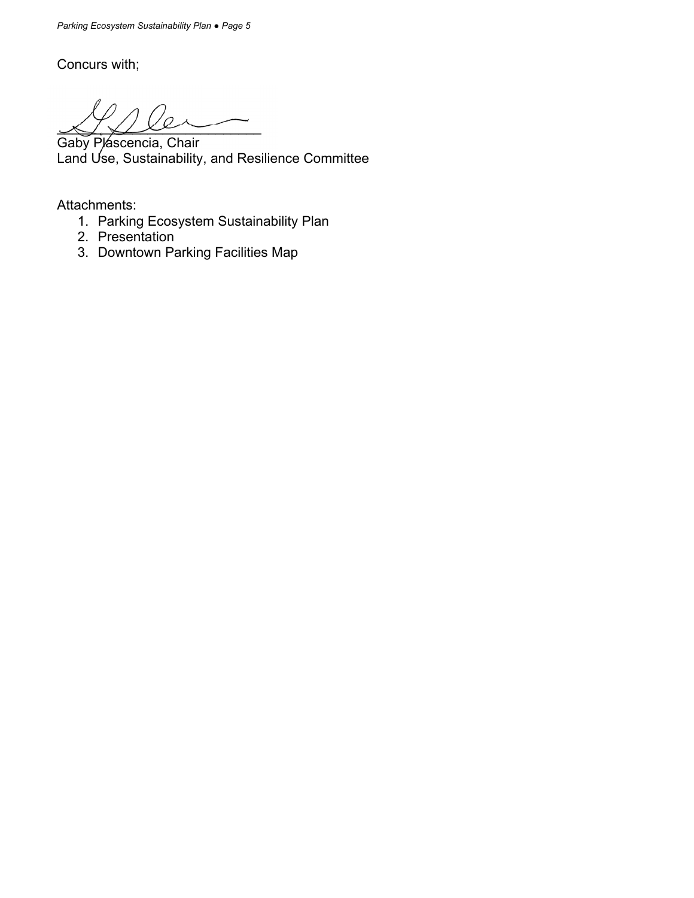Concurs with;

\_\_\_\_\_\_\_\_\_\_\_\_\_\_\_\_\_\_\_\_\_\_\_\_\_\_

Gaby Plascencia, Chair
Land Use, Sustainability, and Resilience Committee

Attachments:

1. Parking Ecosystem Sustainability Plan
2. Presentation
3. Downtown Parking Facilities Map